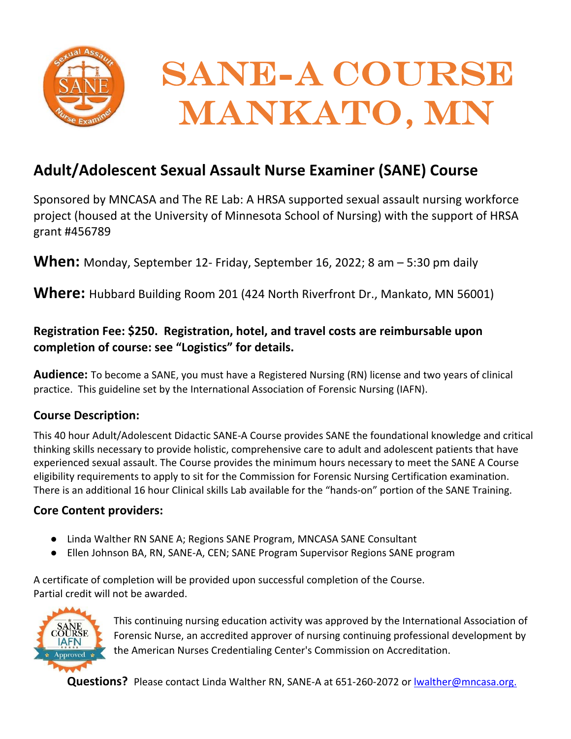# SANE-A COURSE MANKATO, MN

## Adult/Adolescent Sexual Assault Nurse Examiner (SANE) Course

Sponsored by MNCASA and The RE Lab: A HRSA supported sexual assault nursing workforce project (housed at the University of Minnesota School of Nursing) with the support of HRSA grant #456789

**When:** Monday, September 12- Friday, September 16, 2022; 8 am – 5:30 pm daily

**Where:** Hubbard Building Room 201 (424 North Riverfront Dr., Mankato, MN 56001)

**Registration Fee: $250. Registration, hotel, and travel costs are reimbursable upon completion of course: see "Logistics" for details.**

**Audience:** To become a SANE, you must have a Registered Nursing (RN) license and two years of clinical practice. This guideline set by the International Association of Forensic Nursing (IAFN).

### Course Description:

This 40 hour Adult/Adolescent Didactic SANE-A Course provides SANE the foundational knowledge and critical thinking skills necessary to provide holistic, comprehensive care to adult and adolescent patients that have experienced sexual assault. The Course provides the minimum hours necessary to meet the SANE A Course eligibility requirements to apply to sit for the Commission for Forensic Nursing Certification examination. There is an additional 16 hour Clinical skills Lab available for the "hands-on" portion of the SANE Training.

### Core Content providers:

- Linda Walther RN SANE A; Regions SANE Program, MNCASA SANE Consultant
- Ellen Johnson BA, RN, SANE-A, CEN; SANE Program Supervisor Regions SANE program

A certificate of completion will be provided upon successful completion of the Course.
Partial credit will not be awarded.

This continuing nursing education activity was approved by the International Association of Forensic Nurse, an accredited approver of nursing continuing professional development by the American Nurses Credentialing Center's Commission on Accreditation.

**Questions?** Please contact Linda Walther RN, SANE-A at 651-260-2072 or lwalther@mncasa.org.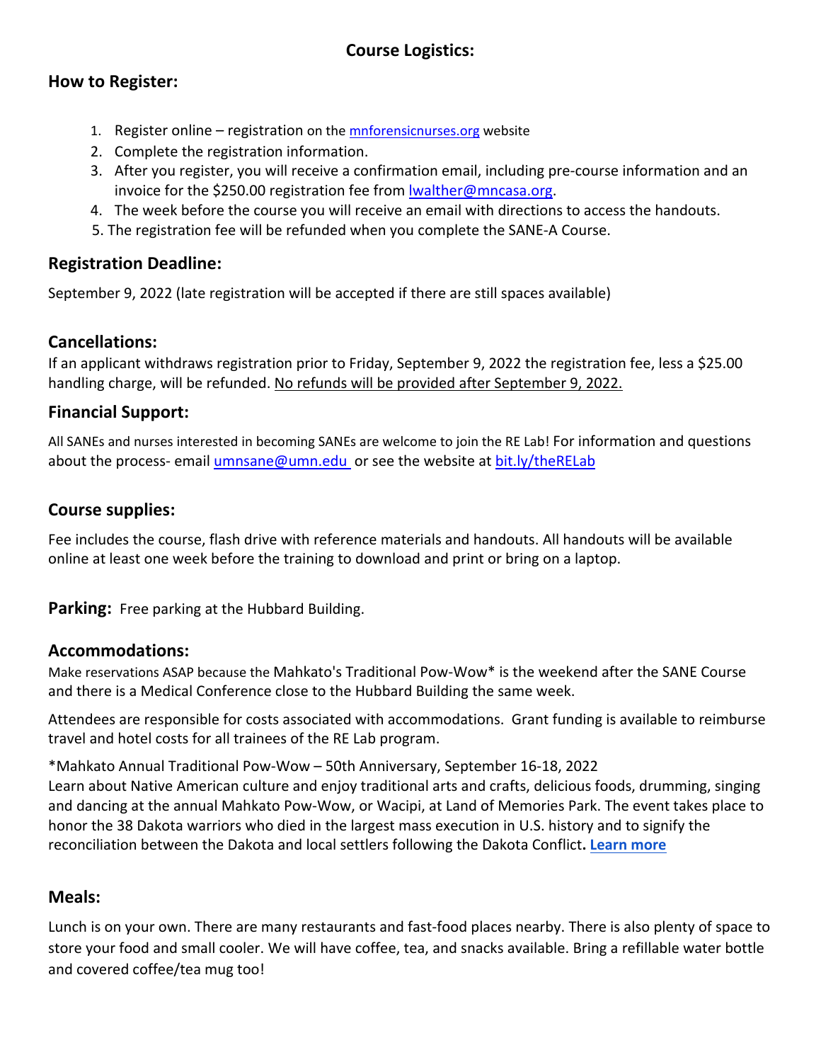# Course Logistics:

## How to Register:

1. Register online – registration on the mnforensicnurses.org website
2. Complete the registration information.
3. After you register, you will receive a confirmation email, including pre-course information and an invoice for the $250.00 registration fee from lwalther@mncasa.org.
4. The week before the course you will receive an email with directions to access the handouts.
5. The registration fee will be refunded when you complete the SANE-A Course.

## Registration Deadline:

September 9, 2022 (late registration will be accepted if there are still spaces available)

## Cancellations:

If an applicant withdraws registration prior to Friday, September 9, 2022 the registration fee, less a $25.00 handling charge, will be refunded. No refunds will be provided after September 9, 2022.

## Financial Support:

All SANEs and nurses interested in becoming SANEs are welcome to join the RE Lab! For information and questions about the process- email umnsane@umn.edu or see the website at bit.ly/theRELab

## Course supplies:

Fee includes the course, flash drive with reference materials and handouts. All handouts will be available online at least one week before the training to download and print or bring on a laptop.

**Parking:** Free parking at the Hubbard Building.

## Accommodations:

Make reservations ASAP because the Mahkato's Traditional Pow-Wow* is the weekend after the SANE Course and there is a Medical Conference close to the Hubbard Building the same week.

Attendees are responsible for costs associated with accommodations. Grant funding is available to reimburse travel and hotel costs for all trainees of the RE Lab program.

*Mahkato Annual Traditional Pow-Wow – 50th Anniversary, September 16-18, 2022
Learn about Native American culture and enjoy traditional arts and crafts, delicious foods, drumming, singing and dancing at the annual Mahkato Pow-Wow, or Wacipi, at Land of Memories Park. The event takes place to honor the 38 Dakota warriors who died in the largest mass execution in U.S. history and to signify the reconciliation between the Dakota and local settlers following the Dakota Conflict. **Learn more**

## Meals:

Lunch is on your own. There are many restaurants and fast-food places nearby. There is also plenty of space to store your food and small cooler. We will have coffee, tea, and snacks available. Bring a refillable water bottle and covered coffee/tea mug too!